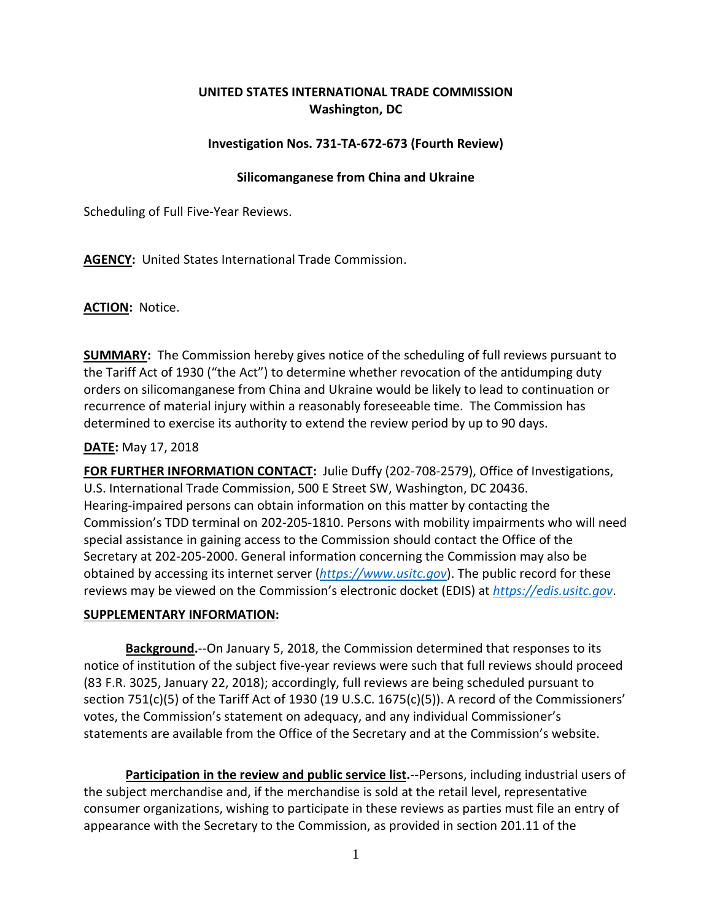**UNITED STATES INTERNATIONAL TRADE COMMISSION**
**Washington, DC**

**Investigation Nos. 731-TA-672-673 (Fourth Review)**

**Silicomanganese from China and Ukraine**

Scheduling of Full Five-Year Reviews.

**AGENCY:** United States International Trade Commission.

**ACTION:** Notice.

**SUMMARY:** The Commission hereby gives notice of the scheduling of full reviews pursuant to the Tariff Act of 1930 ("the Act") to determine whether revocation of the antidumping duty orders on silicomanganese from China and Ukraine would be likely to lead to continuation or recurrence of material injury within a reasonably foreseeable time. The Commission has determined to exercise its authority to extend the review period by up to 90 days.

**DATE:** May 17, 2018

**FOR FURTHER INFORMATION CONTACT:** Julie Duffy (202-708-2579), Office of Investigations, U.S. International Trade Commission, 500 E Street SW, Washington, DC 20436. Hearing-impaired persons can obtain information on this matter by contacting the Commission's TDD terminal on 202-205-1810. Persons with mobility impairments who will need special assistance in gaining access to the Commission should contact the Office of the Secretary at 202-205-2000. General information concerning the Commission may also be obtained by accessing its internet server (*https://www.usitc.gov*). The public record for these reviews may be viewed on the Commission's electronic docket (EDIS) at *https://edis.usitc.gov*.

**SUPPLEMENTARY INFORMATION:**

**Background.**--On January 5, 2018, the Commission determined that responses to its notice of institution of the subject five-year reviews were such that full reviews should proceed (83 F.R. 3025, January 22, 2018); accordingly, full reviews are being scheduled pursuant to section 751(c)(5) of the Tariff Act of 1930 (19 U.S.C. 1675(c)(5)). A record of the Commissioners' votes, the Commission's statement on adequacy, and any individual Commissioner's statements are available from the Office of the Secretary and at the Commission's website.

**Participation in the review and public service list.**--Persons, including industrial users of the subject merchandise and, if the merchandise is sold at the retail level, representative consumer organizations, wishing to participate in these reviews as parties must file an entry of appearance with the Secretary to the Commission, as provided in section 201.11 of the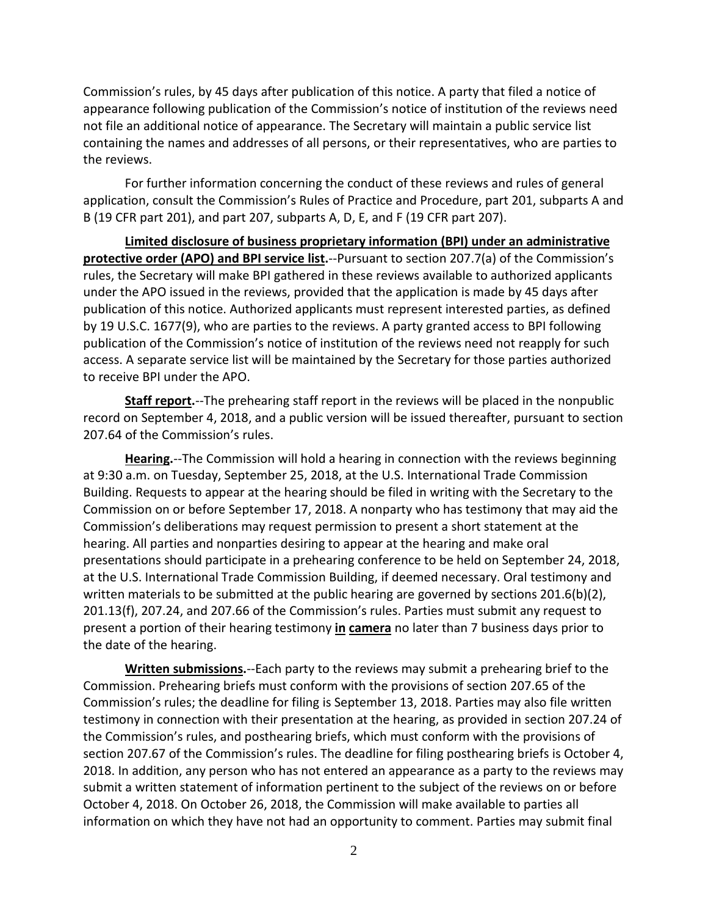Commission's rules, by 45 days after publication of this notice. A party that filed a notice of appearance following publication of the Commission's notice of institution of the reviews need not file an additional notice of appearance. The Secretary will maintain a public service list containing the names and addresses of all persons, or their representatives, who are parties to the reviews.

For further information concerning the conduct of these reviews and rules of general application, consult the Commission's Rules of Practice and Procedure, part 201, subparts A and B (19 CFR part 201), and part 207, subparts A, D, E, and F (19 CFR part 207).

**Limited disclosure of business proprietary information (BPI) under an administrative protective order (APO) and BPI service list.**--Pursuant to section 207.7(a) of the Commission's rules, the Secretary will make BPI gathered in these reviews available to authorized applicants under the APO issued in the reviews, provided that the application is made by 45 days after publication of this notice. Authorized applicants must represent interested parties, as defined by 19 U.S.C. 1677(9), who are parties to the reviews. A party granted access to BPI following publication of the Commission's notice of institution of the reviews need not reapply for such access. A separate service list will be maintained by the Secretary for those parties authorized to receive BPI under the APO.

**Staff report.**--The prehearing staff report in the reviews will be placed in the nonpublic record on September 4, 2018, and a public version will be issued thereafter, pursuant to section 207.64 of the Commission's rules.

**Hearing.**--The Commission will hold a hearing in connection with the reviews beginning at 9:30 a.m. on Tuesday, September 25, 2018, at the U.S. International Trade Commission Building. Requests to appear at the hearing should be filed in writing with the Secretary to the Commission on or before September 17, 2018. A nonparty who has testimony that may aid the Commission's deliberations may request permission to present a short statement at the hearing. All parties and nonparties desiring to appear at the hearing and make oral presentations should participate in a prehearing conference to be held on September 24, 2018, at the U.S. International Trade Commission Building, if deemed necessary. Oral testimony and written materials to be submitted at the public hearing are governed by sections 201.6(b)(2), 201.13(f), 207.24, and 207.66 of the Commission's rules. Parties must submit any request to present a portion of their hearing testimony **in camera** no later than 7 business days prior to the date of the hearing.

**Written submissions.**--Each party to the reviews may submit a prehearing brief to the Commission. Prehearing briefs must conform with the provisions of section 207.65 of the Commission's rules; the deadline for filing is September 13, 2018. Parties may also file written testimony in connection with their presentation at the hearing, as provided in section 207.24 of the Commission's rules, and posthearing briefs, which must conform with the provisions of section 207.67 of the Commission's rules. The deadline for filing posthearing briefs is October 4, 2018. In addition, any person who has not entered an appearance as a party to the reviews may submit a written statement of information pertinent to the subject of the reviews on or before October 4, 2018. On October 26, 2018, the Commission will make available to parties all information on which they have not had an opportunity to comment. Parties may submit final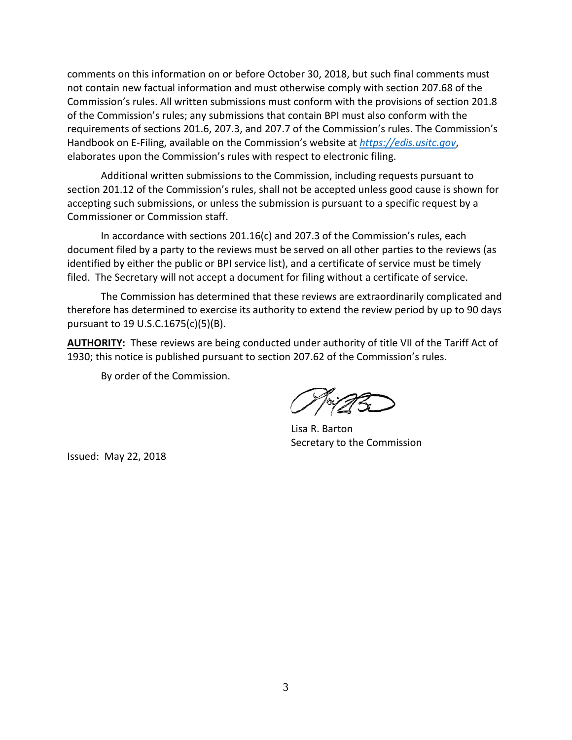comments on this information on or before October 30, 2018, but such final comments must not contain new factual information and must otherwise comply with section 207.68 of the Commission's rules. All written submissions must conform with the provisions of section 201.8 of the Commission's rules; any submissions that contain BPI must also conform with the requirements of sections 201.6, 207.3, and 207.7 of the Commission's rules. The Commission's Handbook on E-Filing, available on the Commission's website at *https://edis.usitc.gov*, elaborates upon the Commission's rules with respect to electronic filing.

Additional written submissions to the Commission, including requests pursuant to section 201.12 of the Commission's rules, shall not be accepted unless good cause is shown for accepting such submissions, or unless the submission is pursuant to a specific request by a Commissioner or Commission staff.

In accordance with sections 201.16(c) and 207.3 of the Commission's rules, each document filed by a party to the reviews must be served on all other parties to the reviews (as identified by either the public or BPI service list), and a certificate of service must be timely filed. The Secretary will not accept a document for filing without a certificate of service.

The Commission has determined that these reviews are extraordinarily complicated and therefore has determined to exercise its authority to extend the review period by up to 90 days pursuant to 19 U.S.C.1675(c)(5)(B).

**AUTHORITY:** These reviews are being conducted under authority of title VII of the Tariff Act of 1930; this notice is published pursuant to section 207.62 of the Commission's rules.

By order of the Commission.

Lisa R. Barton
Secretary to the Commission

Issued: May 22, 2018